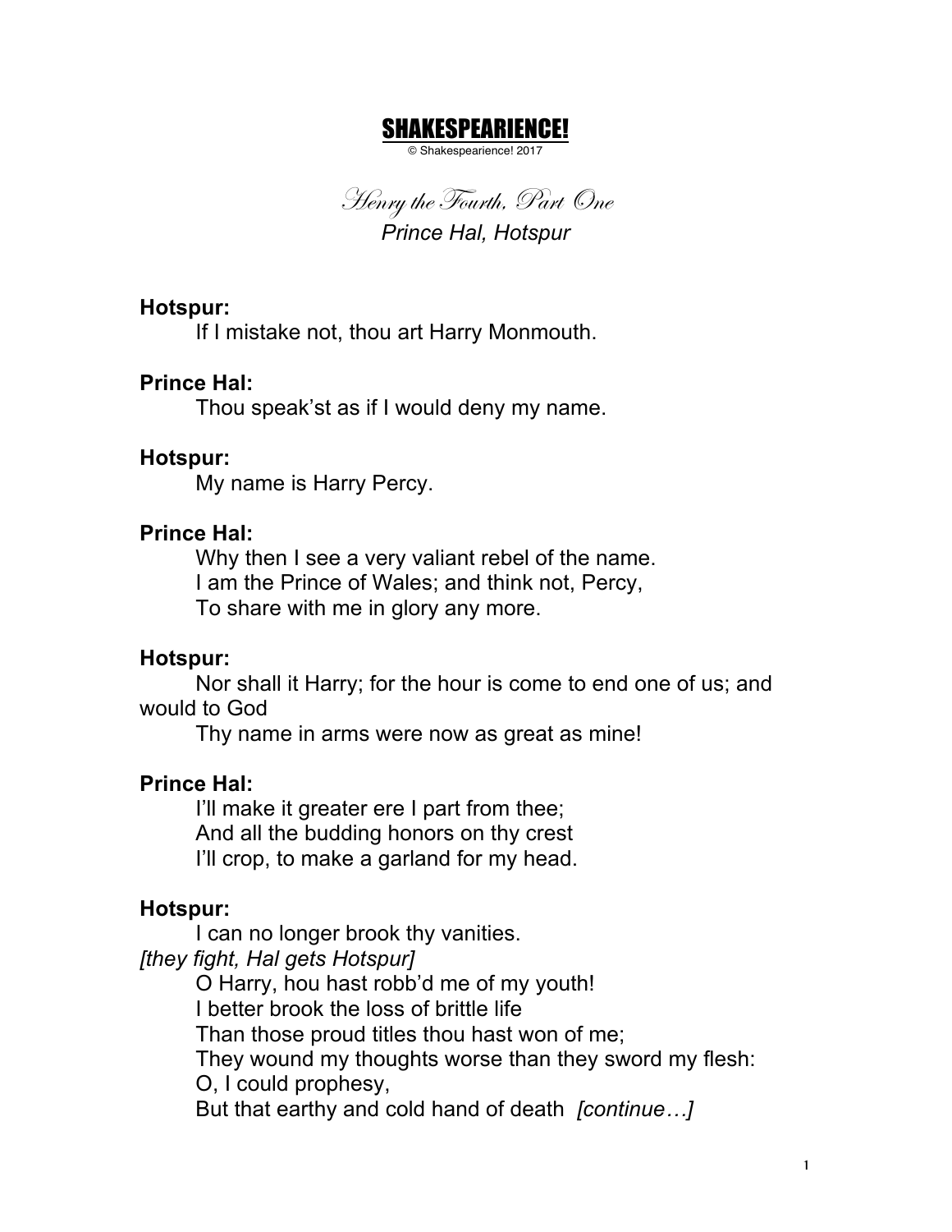# SHAKESPEARIENCE!

© Shakespearience! 2017

## *Henry the Fourth, Part One*

### *Prince Hal, Hotspur*

**Hotspur:**

If I mistake not, thou art Harry Monmouth.

**Prince Hal:**

Thou speak'st as if I would deny my name.

**Hotspur:**

My name is Harry Percy.

**Prince Hal:**

Why then I see a very valiant rebel of the name.
I am the Prince of Wales; and think not, Percy,
To share with me in glory any more.

**Hotspur:**

Nor shall it Harry; for the hour is come to end one of us; and would to God
Thy name in arms were now as great as mine!

**Prince Hal:**

I'll make it greater ere I part from thee;
And all the budding honors on thy crest
I'll crop, to make a garland for my head.

**Hotspur:**

I can no longer brook thy vanities.
*[they fight, Hal gets Hotspur]*
O Harry, hou hast robb'd me of my youth!
I better brook the loss of brittle life
Than those proud titles thou hast won of me;
They wound my thoughts worse than they sword my flesh:
O, I could prophesy,
But that earthy and cold hand of death *[continue…]*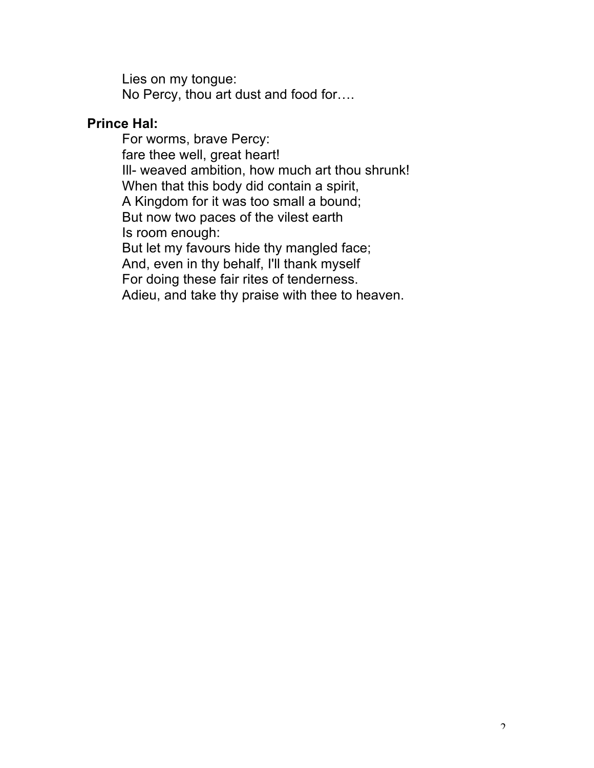Lies on my tongue:
No Percy, thou art dust and food for….

**Prince Hal:**

For worms, brave Percy:
fare thee well, great heart!
Ill- weaved ambition, how much art thou shrunk!
When that this body did contain a spirit,
A Kingdom for it was too small a bound;
But now two paces of the vilest earth
Is room enough:
But let my favours hide thy mangled face;
And, even in thy behalf, I'll thank myself
For doing these fair rites of tenderness.
Adieu, and take thy praise with thee to heaven.